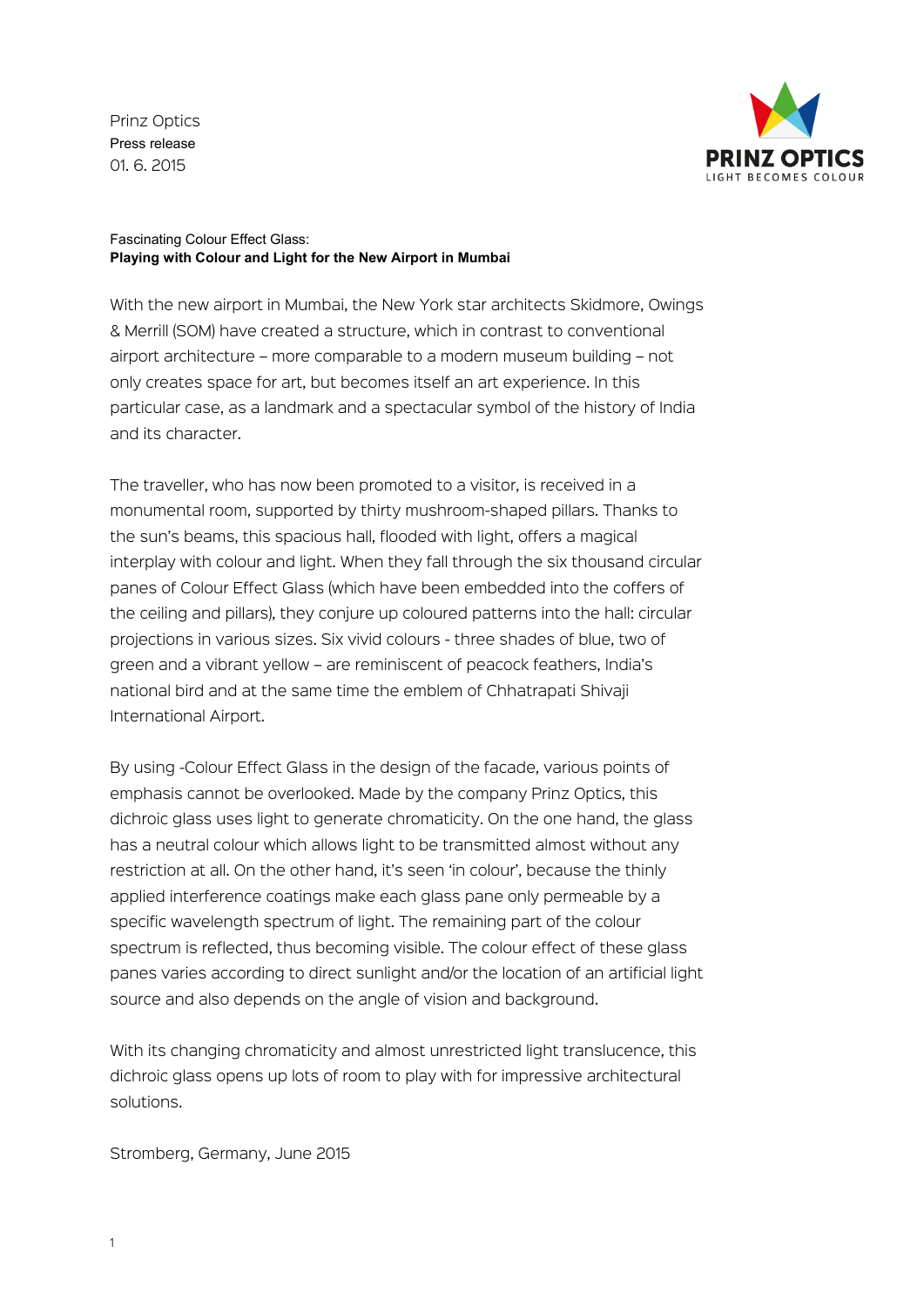Prinz Optics
Press release
01. 6. 2015

PRINZ OPTICS
LIGHT BECOMES COLOUR

Fascinating Colour Effect Glass:
**Playing with Colour and Light for the New Airport in Mumbai**

With the new airport in Mumbai, the New York star architects Skidmore, Owings & Merrill (SOM) have created a structure, which in contrast to conventional airport architecture – more comparable to a modern museum building – not only creates space for art, but becomes itself an art experience. In this particular case, as a landmark and a spectacular symbol of the history of India and its character.

The traveller, who has now been promoted to a visitor, is received in a monumental room, supported by thirty mushroom-shaped pillars. Thanks to the sun's beams, this spacious hall, flooded with light, offers a magical interplay with colour and light. When they fall through the six thousand circular panes of Colour Effect Glass (which have been embedded into the coffers of the ceiling and pillars), they conjure up coloured patterns into the hall: circular projections in various sizes. Six vivid colours - three shades of blue, two of green and a vibrant yellow – are reminiscent of peacock feathers, India's national bird and at the same time the emblem of Chhatrapati Shivaji International Airport.

By using -Colour Effect Glass in the design of the facade, various points of emphasis cannot be overlooked. Made by the company Prinz Optics, this dichroic glass uses light to generate chromaticity. On the one hand, the glass has a neutral colour which allows light to be transmitted almost without any restriction at all. On the other hand, it's seen 'in colour', because the thinly applied interference coatings make each glass pane only permeable by a specific wavelength spectrum of light. The remaining part of the colour spectrum is reflected, thus becoming visible. The colour effect of these glass panes varies according to direct sunlight and/or the location of an artificial light source and also depends on the angle of vision and background.

With its changing chromaticity and almost unrestricted light translucence, this dichroic glass opens up lots of room to play with for impressive architectural solutions.

Stromberg, Germany, June 2015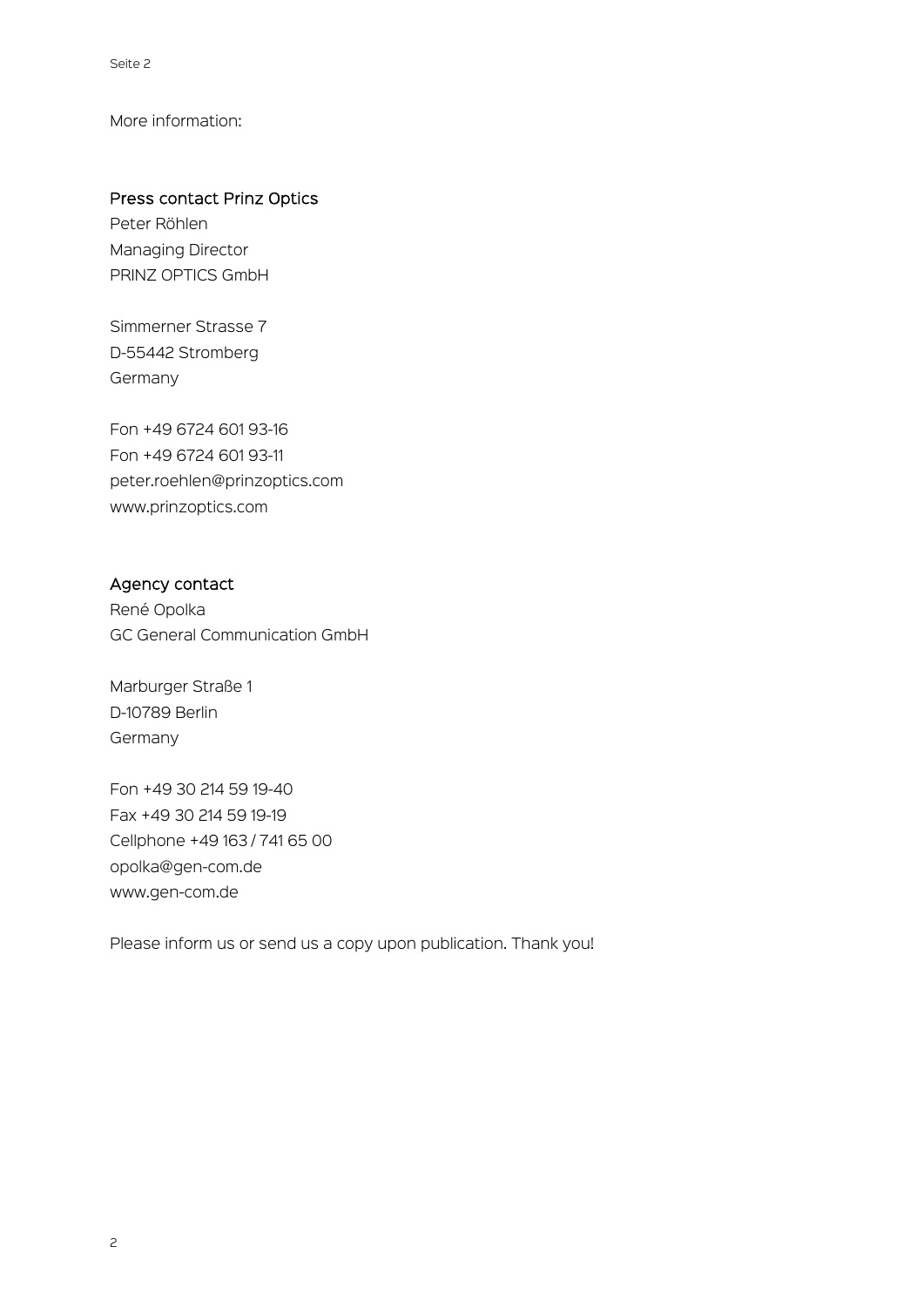More information:

### Press contact Prinz Optics

Peter Röhlen
Managing Director
PRINZ OPTICS GmbH

Simmerner Strasse 7
D-55442 Stromberg
Germany

Fon +49 6724 601 93-16
Fon +49 6724 601 93-11
peter.roehlen@prinzoptics.com
www.prinzoptics.com

### Agency contact

René Opolka
GC General Communication GmbH

Marburger Straße 1
D-10789 Berlin
Germany

Fon +49 30 214 59 19-40
Fax +49 30 214 59 19-19
Cellphone +49 163 / 741 65 00
opolka@gen-com.de
www.gen-com.de

Please inform us or send us a copy upon publication. Thank you!